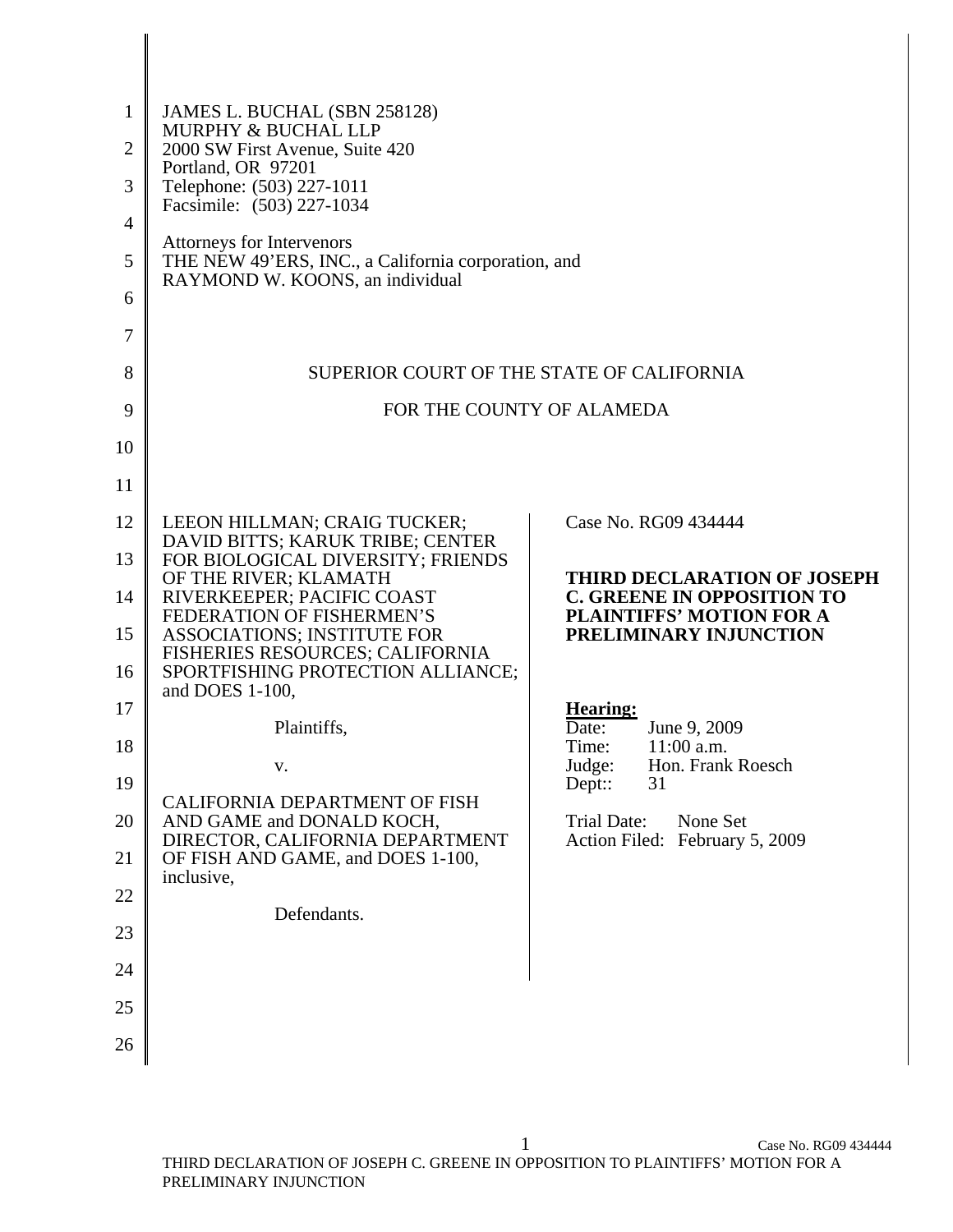JAMES L. BUCHAL (SBN 258128)
MURPHY & BUCHAL LLP
2000 SW First Avenue, Suite 420
Portland, OR 97201
Telephone: (503) 227-1011
Facsimile: (503) 227-1034

Attorneys for Intervenors
THE NEW 49'ERS, INC., a California corporation, and
RAYMOND W. KOONS, an individual

SUPERIOR COURT OF THE STATE OF CALIFORNIA

FOR THE COUNTY OF ALAMEDA

LEEON HILLMAN; CRAIG TUCKER; DAVID BITTS; KARUK TRIBE; CENTER FOR BIOLOGICAL DIVERSITY; FRIENDS OF THE RIVER; KLAMATH RIVERKEEPER; PACIFIC COAST FEDERATION OF FISHERMEN'S ASSOCIATIONS; INSTITUTE FOR FISHERIES RESOURCES; CALIFORNIA SPORTFISHING PROTECTION ALLIANCE; and DOES 1-100,

Plaintiffs,

v.

CALIFORNIA DEPARTMENT OF FISH AND GAME and DONALD KOCH, DIRECTOR, CALIFORNIA DEPARTMENT OF FISH AND GAME, and DOES 1-100, inclusive,

Defendants.

Case No. RG09 434444

**THIRD DECLARATION OF JOSEPH C. GREENE IN OPPOSITION TO PLAINTIFFS' MOTION FOR A PRELIMINARY INJUNCTION**

**Hearing:**
Date: June 9, 2009
Time: 11:00 a.m.
Judge: Hon. Frank Roesch
Dept:: 31

Trial Date: None Set
Action Filed: February 5, 2009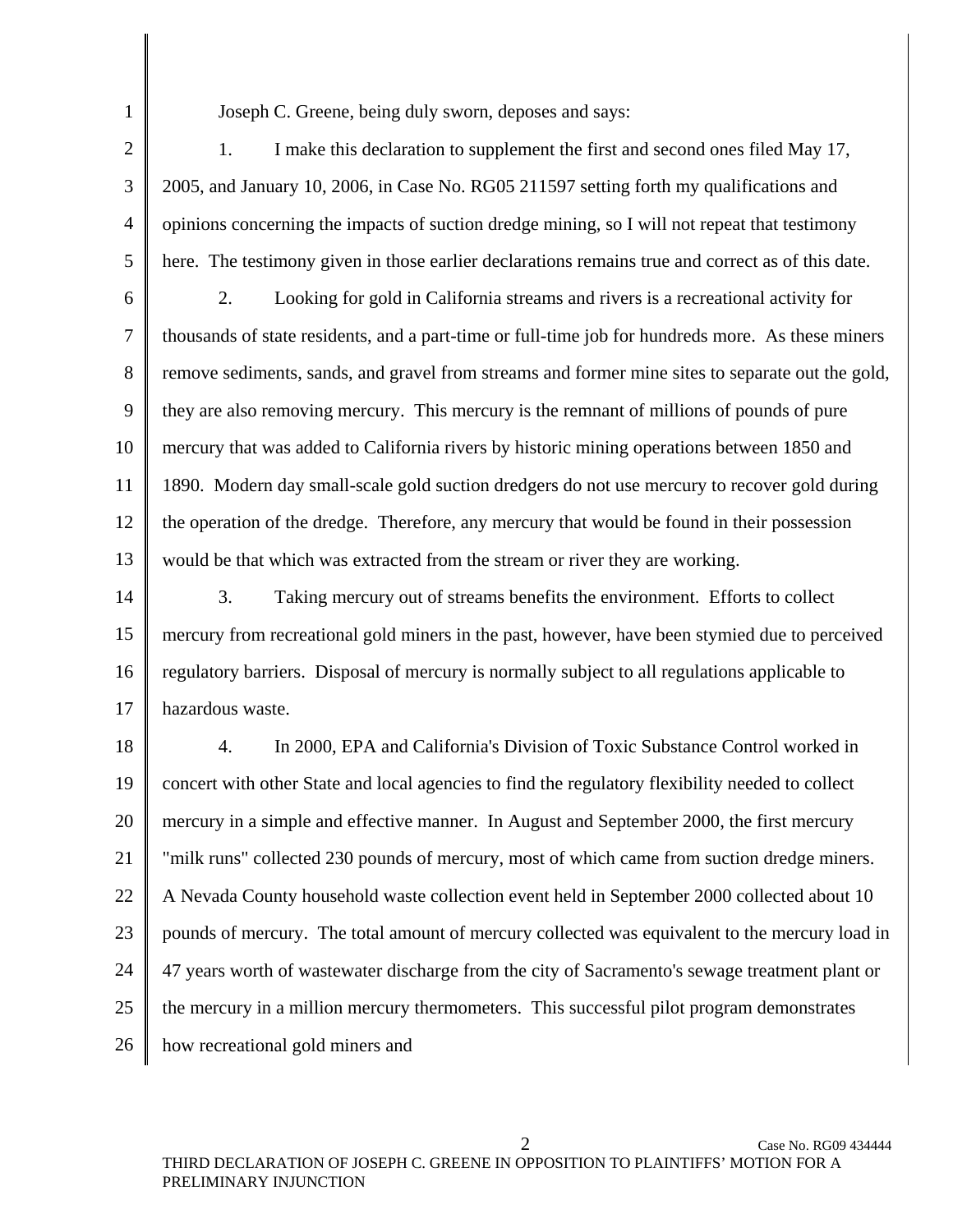Joseph C. Greene, being duly sworn, deposes and says:

1. I make this declaration to supplement the first and second ones filed May 17, 2005, and January 10, 2006, in Case No. RG05 211597 setting forth my qualifications and opinions concerning the impacts of suction dredge mining, so I will not repeat that testimony here. The testimony given in those earlier declarations remains true and correct as of this date.

2. Looking for gold in California streams and rivers is a recreational activity for thousands of state residents, and a part-time or full-time job for hundreds more. As these miners remove sediments, sands, and gravel from streams and former mine sites to separate out the gold, they are also removing mercury. This mercury is the remnant of millions of pounds of pure mercury that was added to California rivers by historic mining operations between 1850 and 1890. Modern day small-scale gold suction dredgers do not use mercury to recover gold during the operation of the dredge. Therefore, any mercury that would be found in their possession would be that which was extracted from the stream or river they are working.

3. Taking mercury out of streams benefits the environment. Efforts to collect mercury from recreational gold miners in the past, however, have been stymied due to perceived regulatory barriers. Disposal of mercury is normally subject to all regulations applicable to hazardous waste.

4. In 2000, EPA and California's Division of Toxic Substance Control worked in concert with other State and local agencies to find the regulatory flexibility needed to collect mercury in a simple and effective manner. In August and September 2000, the first mercury "milk runs" collected 230 pounds of mercury, most of which came from suction dredge miners. A Nevada County household waste collection event held in September 2000 collected about 10 pounds of mercury. The total amount of mercury collected was equivalent to the mercury load in 47 years worth of wastewater discharge from the city of Sacramento's sewage treatment plant or the mercury in a million mercury thermometers. This successful pilot program demonstrates how recreational gold miners and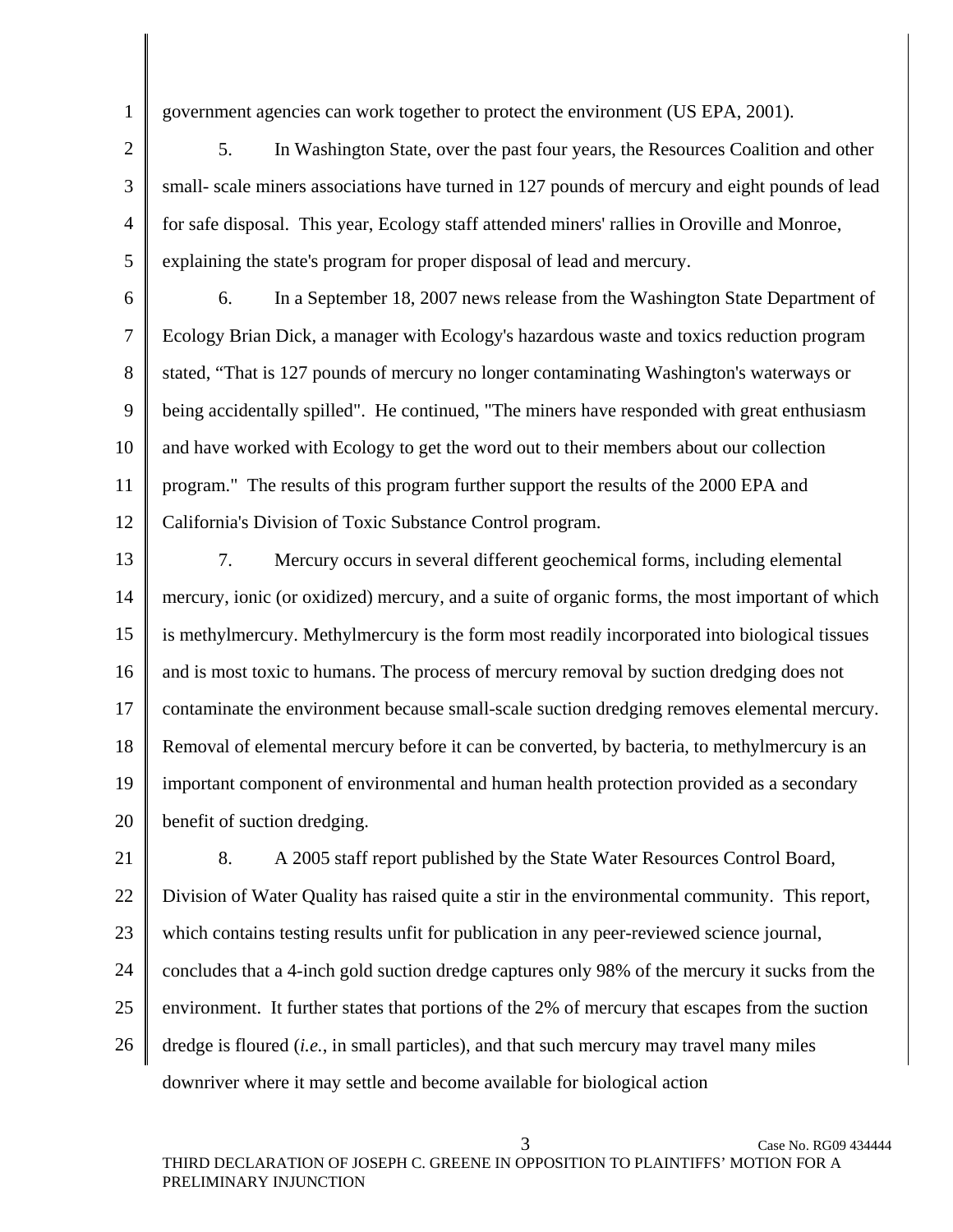government agencies can work together to protect the environment (US EPA, 2001).

5. In Washington State, over the past four years, the Resources Coalition and other small- scale miners associations have turned in 127 pounds of mercury and eight pounds of lead for safe disposal. This year, Ecology staff attended miners' rallies in Oroville and Monroe, explaining the state's program for proper disposal of lead and mercury.

6. In a September 18, 2007 news release from the Washington State Department of Ecology Brian Dick, a manager with Ecology's hazardous waste and toxics reduction program stated, "That is 127 pounds of mercury no longer contaminating Washington's waterways or being accidentally spilled". He continued, "The miners have responded with great enthusiasm and have worked with Ecology to get the word out to their members about our collection program." The results of this program further support the results of the 2000 EPA and California's Division of Toxic Substance Control program.

7. Mercury occurs in several different geochemical forms, including elemental mercury, ionic (or oxidized) mercury, and a suite of organic forms, the most important of which is methylmercury. Methylmercury is the form most readily incorporated into biological tissues and is most toxic to humans. The process of mercury removal by suction dredging does not contaminate the environment because small-scale suction dredging removes elemental mercury. Removal of elemental mercury before it can be converted, by bacteria, to methylmercury is an important component of environmental and human health protection provided as a secondary benefit of suction dredging.

8. A 2005 staff report published by the State Water Resources Control Board, Division of Water Quality has raised quite a stir in the environmental community. This report, which contains testing results unfit for publication in any peer-reviewed science journal, concludes that a 4-inch gold suction dredge captures only 98% of the mercury it sucks from the environment. It further states that portions of the 2% of mercury that escapes from the suction dredge is floured (*i.e.*, in small particles), and that such mercury may travel many miles downriver where it may settle and become available for biological action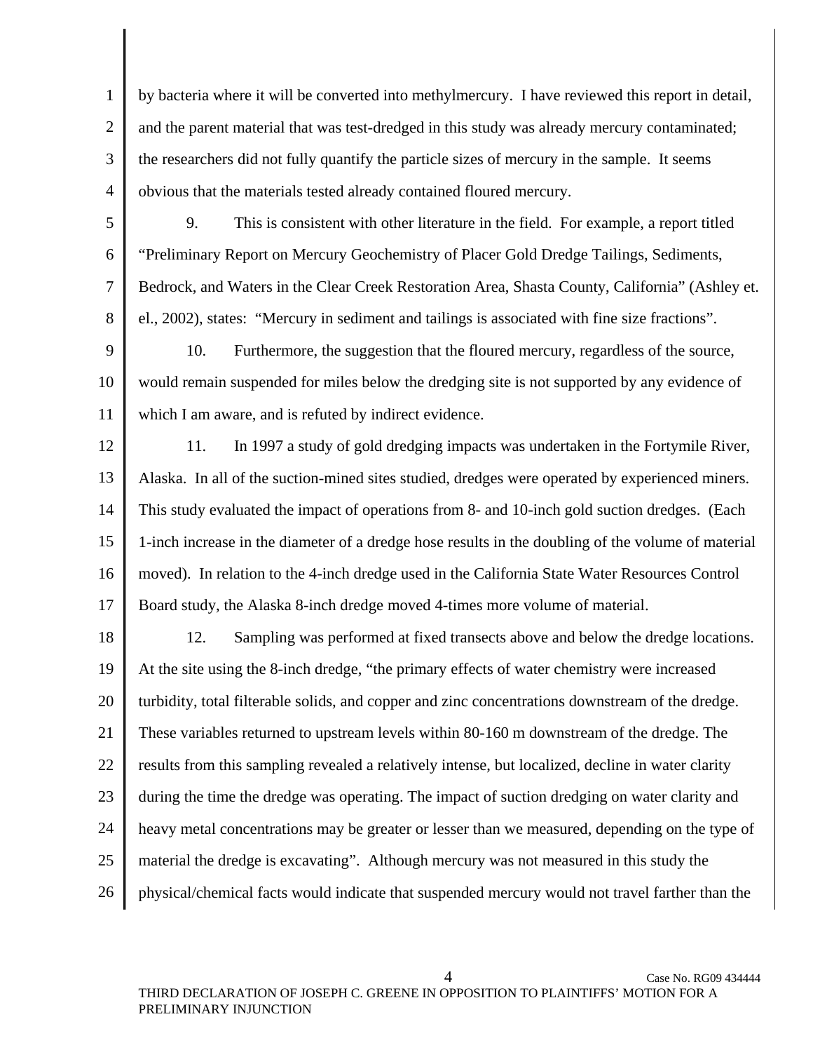by bacteria where it will be converted into methylmercury. I have reviewed this report in detail, and the parent material that was test-dredged in this study was already mercury contaminated; the researchers did not fully quantify the particle sizes of mercury in the sample. It seems obvious that the materials tested already contained floured mercury.

9. This is consistent with other literature in the field. For example, a report titled "Preliminary Report on Mercury Geochemistry of Placer Gold Dredge Tailings, Sediments, Bedrock, and Waters in the Clear Creek Restoration Area, Shasta County, California" (Ashley et. el., 2002), states: "Mercury in sediment and tailings is associated with fine size fractions".

10. Furthermore, the suggestion that the floured mercury, regardless of the source, would remain suspended for miles below the dredging site is not supported by any evidence of which I am aware, and is refuted by indirect evidence.

11. In 1997 a study of gold dredging impacts was undertaken in the Fortymile River, Alaska. In all of the suction-mined sites studied, dredges were operated by experienced miners. This study evaluated the impact of operations from 8- and 10-inch gold suction dredges. (Each 1-inch increase in the diameter of a dredge hose results in the doubling of the volume of material moved). In relation to the 4-inch dredge used in the California State Water Resources Control Board study, the Alaska 8-inch dredge moved 4-times more volume of material.

12. Sampling was performed at fixed transects above and below the dredge locations. At the site using the 8-inch dredge, "the primary effects of water chemistry were increased turbidity, total filterable solids, and copper and zinc concentrations downstream of the dredge. These variables returned to upstream levels within 80-160 m downstream of the dredge. The results from this sampling revealed a relatively intense, but localized, decline in water clarity during the time the dredge was operating. The impact of suction dredging on water clarity and heavy metal concentrations may be greater or lesser than we measured, depending on the type of material the dredge is excavating". Although mercury was not measured in this study the physical/chemical facts would indicate that suspended mercury would not travel farther than the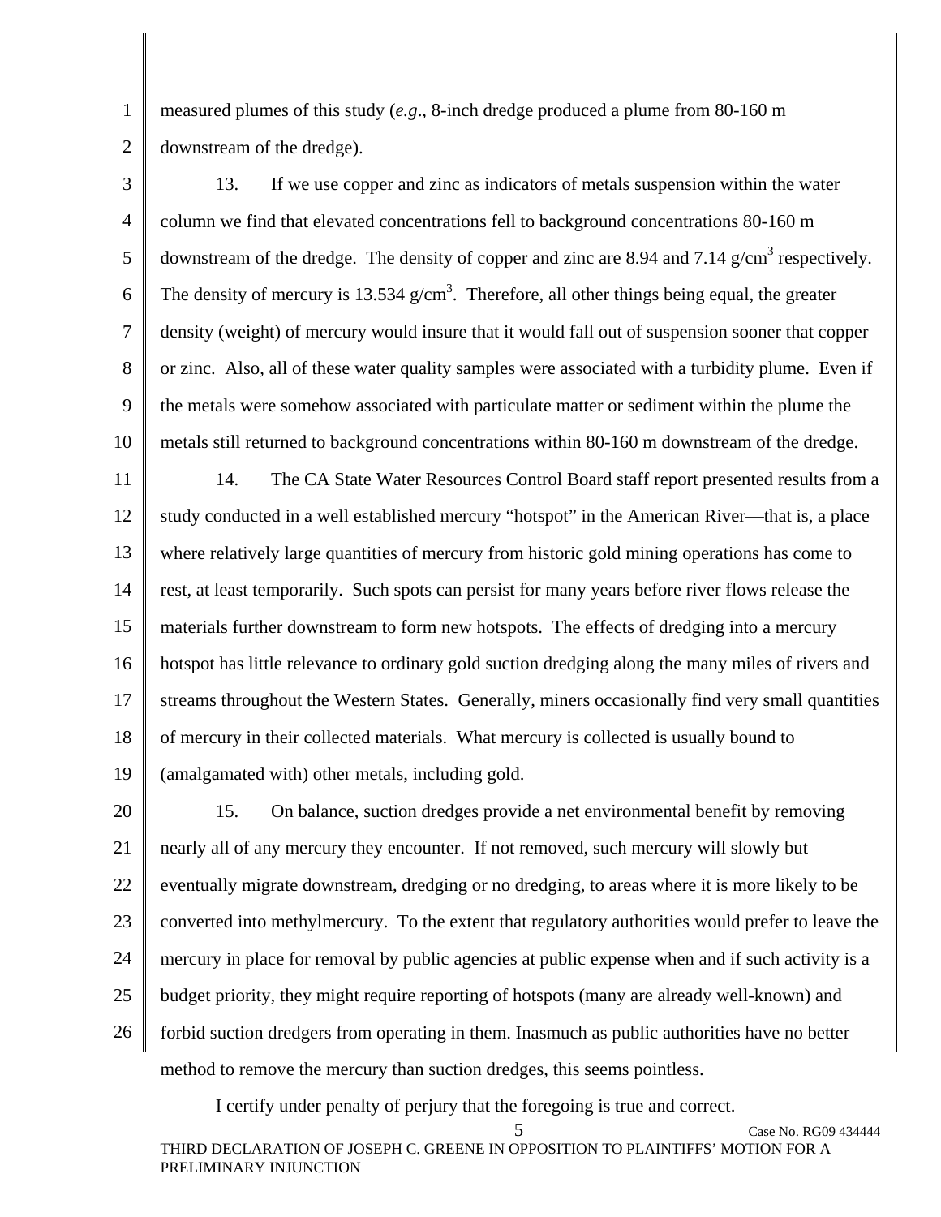measured plumes of this study (*e.g*., 8-inch dredge produced a plume from 80-160 m downstream of the dredge).

13. If we use copper and zinc as indicators of metals suspension within the water column we find that elevated concentrations fell to background concentrations 80-160 m downstream of the dredge. The density of copper and zinc are 8.94 and 7.14 $g/cm^3$ respectively. The density of mercury is 13.534 $g/cm^3$. Therefore, all other things being equal, the greater density (weight) of mercury would insure that it would fall out of suspension sooner that copper or zinc. Also, all of these water quality samples were associated with a turbidity plume. Even if the metals were somehow associated with particulate matter or sediment within the plume the metals still returned to background concentrations within 80-160 m downstream of the dredge.

14. The CA State Water Resources Control Board staff report presented results from a study conducted in a well established mercury "hotspot" in the American River—that is, a place where relatively large quantities of mercury from historic gold mining operations has come to rest, at least temporarily. Such spots can persist for many years before river flows release the materials further downstream to form new hotspots. The effects of dredging into a mercury hotspot has little relevance to ordinary gold suction dredging along the many miles of rivers and streams throughout the Western States. Generally, miners occasionally find very small quantities of mercury in their collected materials. What mercury is collected is usually bound to (amalgamated with) other metals, including gold.

15. On balance, suction dredges provide a net environmental benefit by removing nearly all of any mercury they encounter. If not removed, such mercury will slowly but eventually migrate downstream, dredging or no dredging, to areas where it is more likely to be converted into methylmercury. To the extent that regulatory authorities would prefer to leave the mercury in place for removal by public agencies at public expense when and if such activity is a budget priority, they might require reporting of hotspots (many are already well-known) and forbid suction dredgers from operating in them. Inasmuch as public authorities have no better method to remove the mercury than suction dredges, this seems pointless.

I certify under penalty of perjury that the foregoing is true and correct.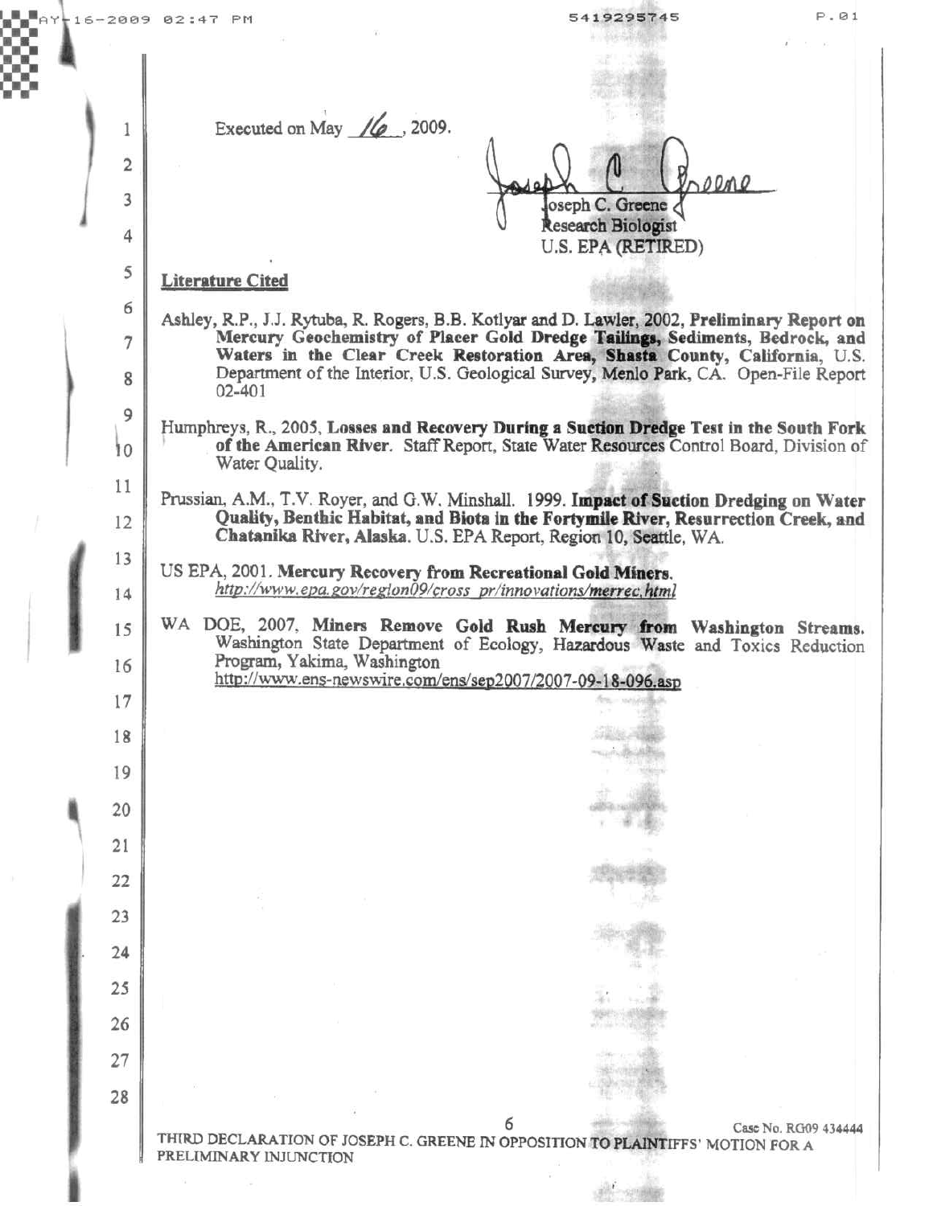Executed on May 16, 2009.

Joseph C. Greene
Research Biologist
U.S. EPA (RETIRED)

## Literature Cited

Ashley, R.P., J.J. Rytuba, R. Rogers, B.B. Kotlyar and D. Lawler, 2002, **Preliminary Report on Mercury Geochemistry of Placer Gold Dredge Tailings, Sediments, Bedrock, and Waters in the Clear Creek Restoration Area, Shasta County, California**, U.S. Department of the Interior, U.S. Geological Survey, Menlo Park, CA. Open-File Report 02-401

Humphreys, R., 2005, **Losses and Recovery During a Suction Dredge Test in the South Fork of the American River**. Staff Report, State Water Resources Control Board, Division of Water Quality.

Prussian, A.M., T.V. Royer, and G.W. Minshall. 1999. **Impact of Suction Dredging on Water Quality, Benthic Habitat, and Biota in the Fortymile River, Resurrection Creek, and Chatanika River, Alaska**. U.S. EPA Report, Region 10, Seattle, WA.

US EPA, 2001. **Mercury Recovery from Recreational Gold Miners**. *http://www.epa.gov/region09/cross_pr/innovations/merrec.html*

WA DOE, 2007, **Miners Remove Gold Rush Mercury from Washington Streams**. Washington State Department of Ecology, Hazardous Waste and Toxics Reduction Program, Yakima, Washington
http://www.ens-newswire.com/ens/sep2007/2007-09-18-096.asp

Case No. RG09 434444

THIRD DECLARATION OF JOSEPH C. GREENE IN OPPOSITION TO PLAINTIFFS' MOTION FOR A PRELIMINARY INJUNCTION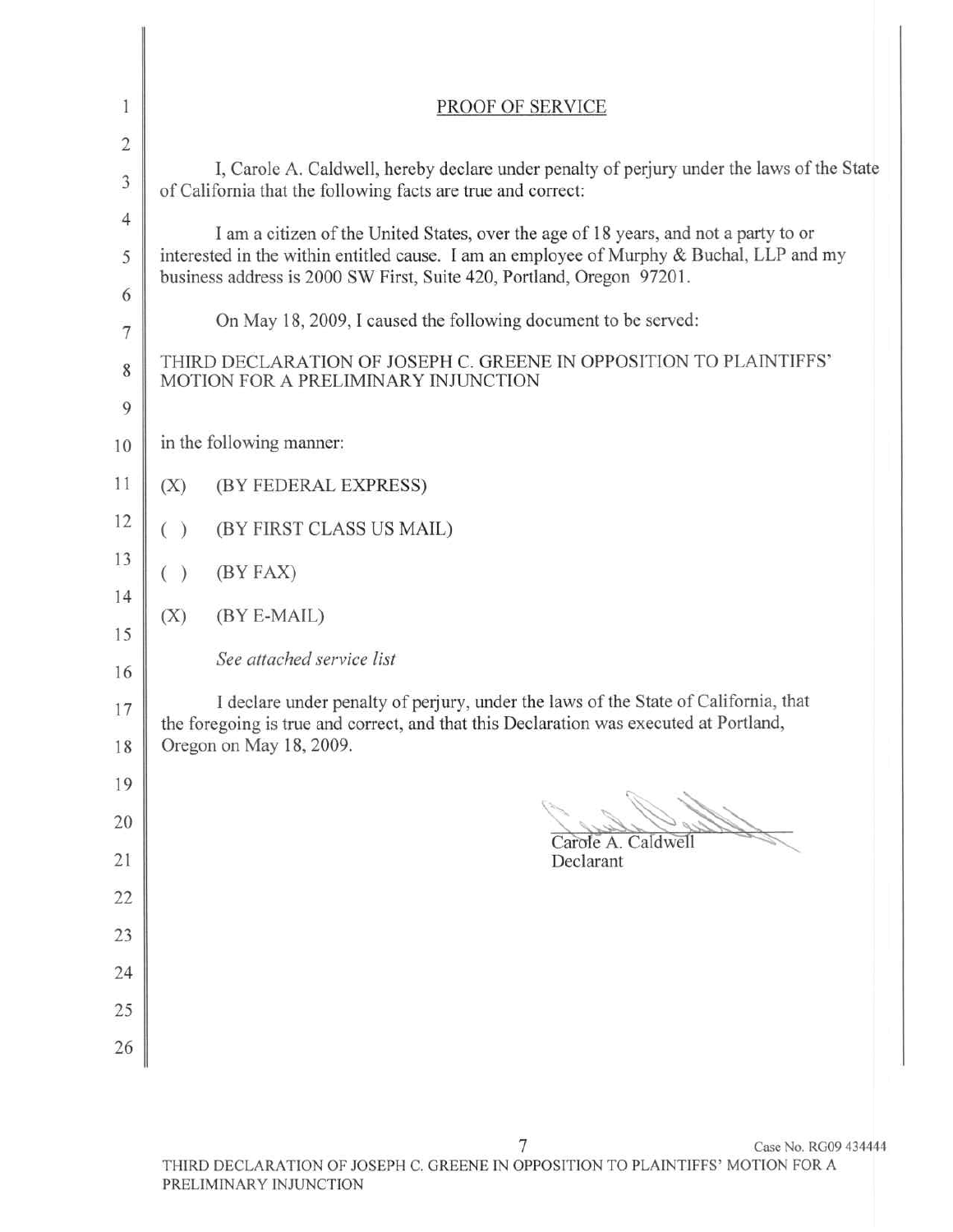## PROOF OF SERVICE

I, Carole A. Caldwell, hereby declare under penalty of perjury under the laws of the State of California that the following facts are true and correct:

I am a citizen of the United States, over the age of 18 years, and not a party to or interested in the within entitled cause. I am an employee of Murphy & Buchal, LLP and my business address is 2000 SW First, Suite 420, Portland, Oregon 97201.

On May 18, 2009, I caused the following document to be served:

THIRD DECLARATION OF JOSEPH C. GREENE IN OPPOSITION TO PLAINTIFFS' MOTION FOR A PRELIMINARY INJUNCTION

in the following manner:

(X) (BY FEDERAL EXPRESS)

( ) (BY FIRST CLASS US MAIL)

( ) (BY FAX)

(X) (BY E-MAIL)

*See attached service list*

I declare under penalty of perjury, under the laws of the State of California, that the foregoing is true and correct, and that this Declaration was executed at Portland, Oregon on May 18, 2009.

Carole A. Caldwell
Declarant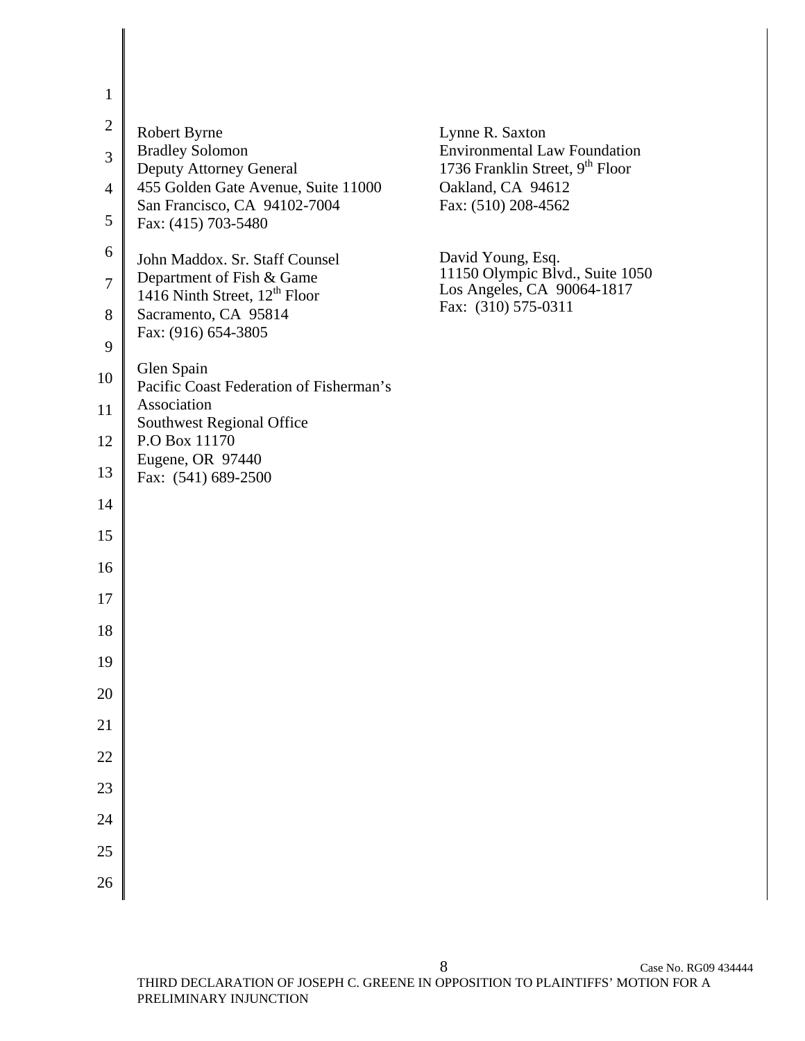Robert Byrne
Bradley Solomon
Deputy Attorney General
455 Golden Gate Avenue, Suite 11000
San Francisco, CA 94102-7004
Fax: (415) 703-5480

John Maddox. Sr. Staff Counsel
Department of Fish & Game
1416 Ninth Street, 12th Floor
Sacramento, CA 95814
Fax: (916) 654-3805

Glen Spain
Pacific Coast Federation of Fisherman's Association
Southwest Regional Office
P.O Box 11170
Eugene, OR 97440
Fax: (541) 689-2500

Lynne R. Saxton
Environmental Law Foundation
1736 Franklin Street, 9th Floor
Oakland, CA 94612
Fax: (510) 208-4562

David Young, Esq.
11150 Olympic Blvd., Suite 1050
Los Angeles, CA 90064-1817
Fax: (310) 575-0311